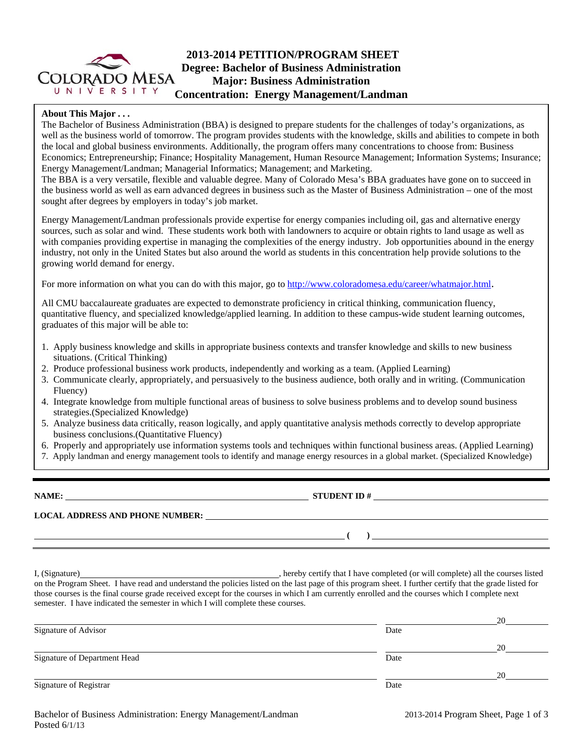# 2013-2014 PETITION/PROGRAM SHEET
## Degree: Bachelor of Business Administration
## Major: Business Administration
## Concentration: Energy Management/Landman

**About This Major . . .**

The Bachelor of Business Administration (BBA) is designed to prepare students for the challenges of today's organizations, as well as the business world of tomorrow. The program provides students with the knowledge, skills and abilities to compete in both the local and global business environments. Additionally, the program offers many concentrations to choose from: Business Economics; Entrepreneurship; Finance; Hospitality Management, Human Resource Management; Information Systems; Insurance; Energy Management/Landman; Managerial Informatics; Management; and Marketing.

The BBA is a very versatile, flexible and valuable degree. Many of Colorado Mesa's BBA graduates have gone on to succeed in the business world as well as earn advanced degrees in business such as the Master of Business Administration – one of the most sought after degrees by employers in today's job market.

Energy Management/Landman professionals provide expertise for energy companies including oil, gas and alternative energy sources, such as solar and wind. These students work both with landowners to acquire or obtain rights to land usage as well as with companies providing expertise in managing the complexities of the energy industry. Job opportunities abound in the energy industry, not only in the United States but also around the world as students in this concentration help provide solutions to the growing world demand for energy.

For more information on what you can do with this major, go to http://www.coloradomesa.edu/career/whatmajor.html.

All CMU baccalaureate graduates are expected to demonstrate proficiency in critical thinking, communication fluency, quantitative fluency, and specialized knowledge/applied learning. In addition to these campus-wide student learning outcomes, graduates of this major will be able to:

1. Apply business knowledge and skills in appropriate business contexts and transfer knowledge and skills to new business situations. (Critical Thinking)
2. Produce professional business work products, independently and working as a team. (Applied Learning)
3. Communicate clearly, appropriately, and persuasively to the business audience, both orally and in writing. (Communication Fluency)
4. Integrate knowledge from multiple functional areas of business to solve business problems and to develop sound business strategies.(Specialized Knowledge)
5. Analyze business data critically, reason logically, and apply quantitative analysis methods correctly to develop appropriate business conclusions.(Quantitative Fluency)
6. Properly and appropriately use information systems tools and techniques within functional business areas. (Applied Learning)
7. Apply landman and energy management tools to identify and manage energy resources in a global market. (Specialized Knowledge)

---

**NAME:** ______________________________ **STUDENT ID #** ______________________________

**LOCAL ADDRESS AND PHONE NUMBER:** ______________________________

______________________________ **( )** ______________________________

I, (Signature)______________________________, hereby certify that I have completed (or will complete) all the courses listed on the Program Sheet. I have read and understand the policies listed on the last page of this program sheet. I further certify that the grade listed for those courses is the final course grade received except for the courses in which I am currently enrolled and the courses which I complete next semester. I have indicated the semester in which I will complete these courses.

______________________________ ______________ 20______
Signature of Advisor Date

______________________________ ______________ 20______
Signature of Department Head Date

______________________________ ______________ 20______
Signature of Registrar Date

Bachelor of Business Administration: Energy Management/Landman
Posted 6/1/13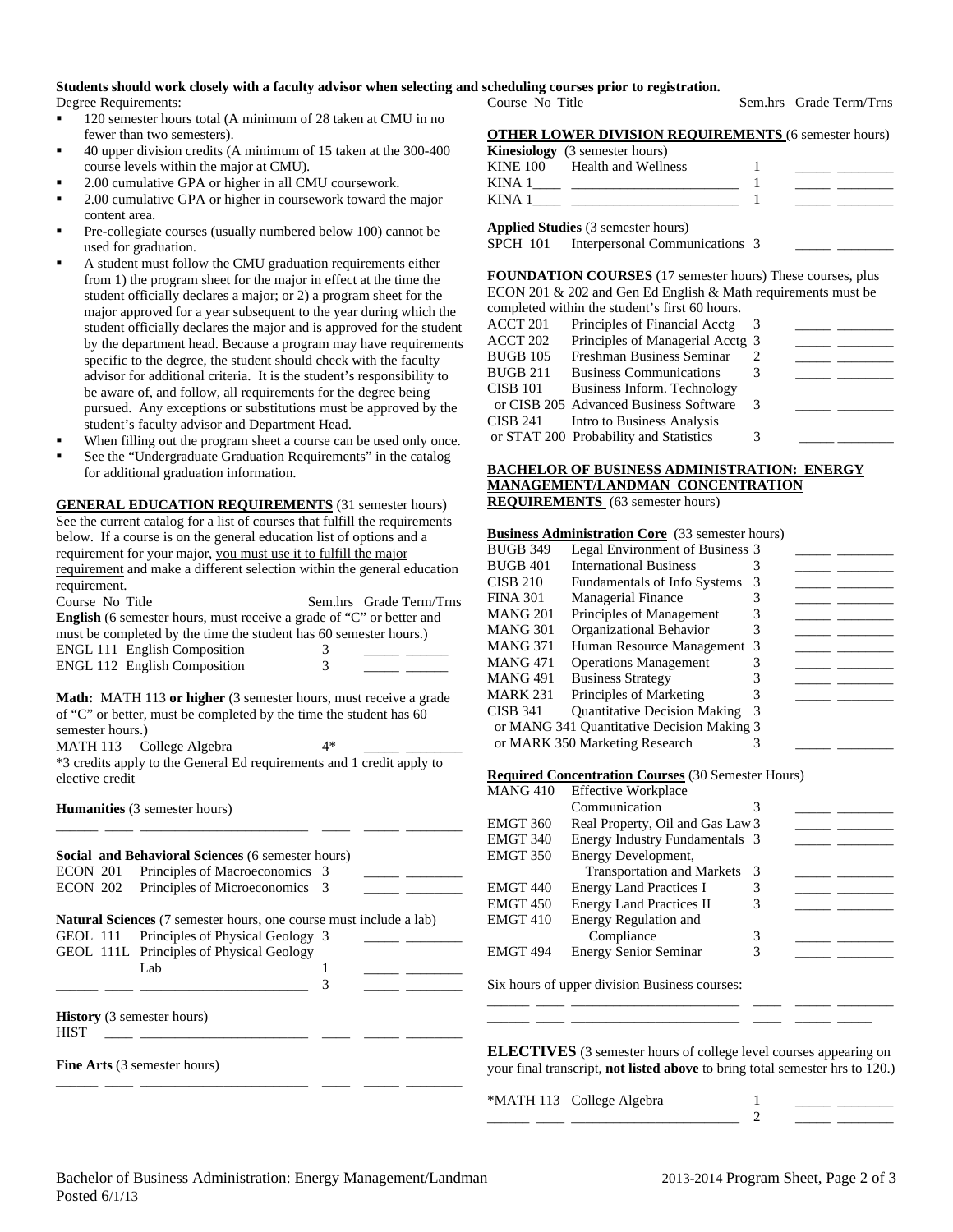**Students should work closely with a faculty advisor when selecting and scheduling courses prior to registration.**

Degree Requirements:

- 120 semester hours total (A minimum of 28 taken at CMU in no fewer than two semesters).
- 40 upper division credits (A minimum of 15 taken at the 300-400 course levels within the major at CMU).
- 2.00 cumulative GPA or higher in all CMU coursework.
- 2.00 cumulative GPA or higher in coursework toward the major content area.
- Pre-collegiate courses (usually numbered below 100) cannot be used for graduation.
- A student must follow the CMU graduation requirements either from 1) the program sheet for the major in effect at the time the student officially declares a major; or 2) a program sheet for the major approved for a year subsequent to the year during which the student officially declares the major and is approved for the student by the department head. Because a program may have requirements specific to the degree, the student should check with the faculty advisor for additional criteria. It is the student's responsibility to be aware of, and follow, all requirements for the degree being pursued. Any exceptions or substitutions must be approved by the student's faculty advisor and Department Head.
- When filling out the program sheet a course can be used only once.
- See the "Undergraduate Graduation Requirements" in the catalog for additional graduation information.

**GENERAL EDUCATION REQUIREMENTS** (31 semester hours) See the current catalog for a list of courses that fulfill the requirements below. If a course is on the general education list of options and a requirement for your major, you must use it to fulfill the major requirement and make a different selection within the general education requirement.

| Course No | Title | Sem.hrs | Grade | Term/Trns |
|---|---|---|---|---|
| **English** (6 semester hours, must receive a grade of "C" or better and must be completed by the time the student has 60 semester hours.) | | | | |
| ENGL 111 | English Composition | 3 | | |
| ENGL 112 | English Composition | 3 | | |
| **Math:** MATH 113 **or higher** (3 semester hours, must receive a grade of "C" or better, must be completed by the time the student has 60 semester hours.) | | | | |
| MATH 113 | College Algebra | 4* | | |
| *3 credits apply to the General Ed requirements and 1 credit apply to elective credit | | | | |
| **Humanities** (3 semester hours) | | | | |
| ______ ____ | ______________________ | ____ | | |
| **Social and Behavioral Sciences** (6 semester hours) | | | | |
| ECON 201 | Principles of Macroeconomics | 3 | | |
| ECON 202 | Principles of Microeconomics | 3 | | |
| **Natural Sciences** (7 semester hours, one course must include a lab) | | | | |
| GEOL 111 | Principles of Physical Geology | 3 | | |
| GEOL 111L | Principles of Physical Geology Lab | 1 | | |
| ______ ____ | ______________________ | 3 | | |
| **History** (3 semester hours) | | | | |
| HIST ____ | ______________________ | ____ | | |
| **Fine Arts** (3 semester hours) | | | | |
| ______ ____ | ______________________ | ____ | | |

| Course No | Title | Sem.hrs | Grade | Term/Trns |
|---|---|---|---|---|
| **OTHER LOWER DIVISION REQUIREMENTS** (6 semester hours) | | | | |
| **Kinesiology** (3 semester hours) | | | | |
| KINE 100 | Health and Wellness | 1 | | |
| KINA 1____ | ______________________ | 1 | | |
| KINA 1____ | ______________________ | 1 | | |
| **Applied Studies** (3 semester hours) | | | | |
| SPCH 101 | Interpersonal Communications | 3 | | |

**FOUNDATION COURSES** (17 semester hours) These courses, plus ECON 201 & 202 and Gen Ed English & Math requirements must be completed within the student's first 60 hours.

| Course No | Title | Sem.hrs | Grade | Term/Trns |
|---|---|---|---|---|
| ACCT 201 | Principles of Financial Acctg | 3 | | |
| ACCT 202 | Principles of Managerial Acctg | 3 | | |
| BUGB 105 | Freshman Business Seminar | 2 | | |
| BUGB 211 | Business Communications | 3 | | |
| CISB 101 or CISB 205 | Business Inform. Technology or Advanced Business Software | 3 | | |
| CISB 241 or STAT 200 | Intro to Business Analysis or Probability and Statistics | 3 | | |

**BACHELOR OF BUSINESS ADMINISTRATION: ENERGY MANAGEMENT/LANDMAN CONCENTRATION REQUIREMENTS** (63 semester hours)

**Business Administration Core** (33 semester hours)

| Course No | Title | Sem.hrs | Grade | Term/Trns |
|---|---|---|---|---|
| BUGB 349 | Legal Environment of Business | 3 | | |
| BUGB 401 | International Business | 3 | | |
| CISB 210 | Fundamentals of Info Systems | 3 | | |
| FINA 301 | Managerial Finance | 3 | | |
| MANG 201 | Principles of Management | 3 | | |
| MANG 301 | Organizational Behavior | 3 | | |
| MANG 371 | Human Resource Management | 3 | | |
| MANG 471 | Operations Management | 3 | | |
| MANG 491 | Business Strategy | 3 | | |
| MARK 231 | Principles of Marketing | 3 | | |
| CISB 341 or MANG 341 or MARK 350 | Quantitative Decision Making or Quantitative Decision Making or Marketing Research | 3 | | |

**Required Concentration Courses** (30 Semester Hours)

| Course No | Title | Sem.hrs | Grade | Term/Trns |
|---|---|---|---|---|
| MANG 410 | Effective Workplace Communication | 3 | | |
| EMGT 360 | Real Property, Oil and Gas Law | 3 | | |
| EMGT 340 | Energy Industry Fundamentals | 3 | | |
| EMGT 350 | Energy Development, Transportation and Markets | 3 | | |
| EMGT 440 | Energy Land Practices I | 3 | | |
| EMGT 450 | Energy Land Practices II | 3 | | |
| EMGT 410 | Energy Regulation and Compliance | 3 | | |
| EMGT 494 | Energy Senior Seminar | 3 | | |

Six hours of upper division Business courses:

| Course No | Title | Sem.hrs | Grade | Term/Trns |
|---|---|---|---|---|
| ______ ____ | ______________________ | ____ | | |
| ______ ____ | ______________________ | ____ | | |

**ELECTIVES** (3 semester hours of college level courses appearing on your final transcript, **not listed above** to bring total semester hrs to 120.)

| Course No | Title | Sem.hrs | Grade | Term/Trns |
|---|---|---|---|---|
| *MATH 113 | College Algebra | 1 | | |
| ______ ____ | ______________________ | 2 | | |

Bachelor of Business Administration: Energy Management/Landman
Posted 6/1/13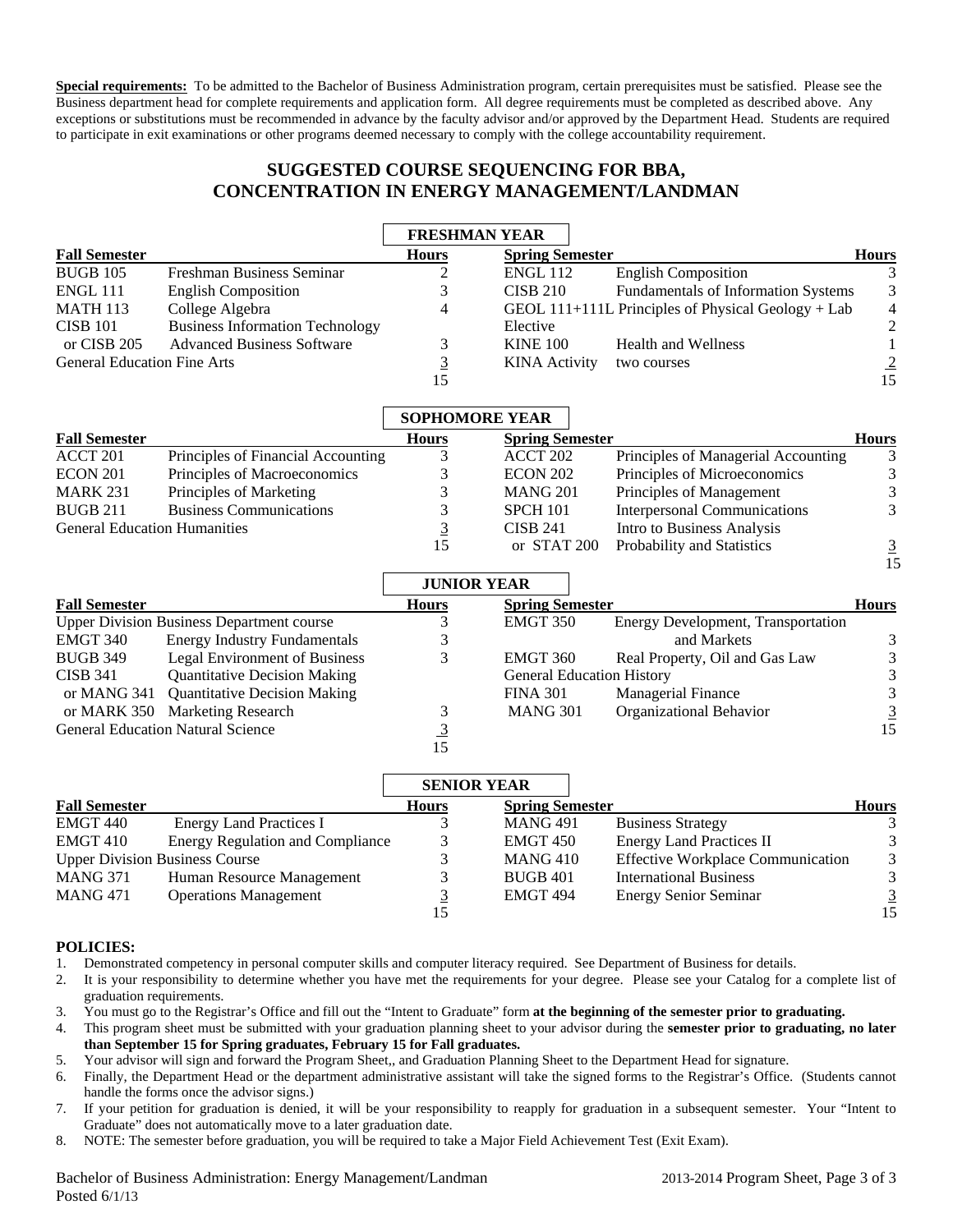**Special requirements:** To be admitted to the Bachelor of Business Administration program, certain prerequisites must be satisfied. Please see the Business department head for complete requirements and application form. All degree requirements must be completed as described above. Any exceptions or substitutions must be recommended in advance by the faculty advisor and/or approved by the Department Head. Students are required to participate in exit examinations or other programs deemed necessary to comply with the college accountability requirement.

## SUGGESTED COURSE SEQUENCING FOR BBA, CONCENTRATION IN ENERGY MANAGEMENT/LANDMAN

### FRESHMAN YEAR

| Fall Semester | | Hours | Spring Semester | | Hours |
|---|---|---|---|---|---|
| BUGB 105 | Freshman Business Seminar | 2 | ENGL 112 | English Composition | 3 |
| ENGL 111 | English Composition | 3 | CISB 210 | Fundamentals of Information Systems | 3 |
| MATH 113 | College Algebra | 4 | GEOL 111+111L | Principles of Physical Geology + Lab | 4 |
| CISB 101 | Business Information Technology | | Elective | | 2 |
| or CISB 205 | Advanced Business Software | 3 | KINE 100 | Health and Wellness | 1 |
| General Education Fine Arts | | 3 | KINA Activity | two courses | 2 |
| | | 15 | | | 15 |

### SOPHOMORE YEAR

| Fall Semester | | Hours | Spring Semester | | Hours |
|---|---|---|---|---|---|
| ACCT 201 | Principles of Financial Accounting | 3 | ACCT 202 | Principles of Managerial Accounting | 3 |
| ECON 201 | Principles of Macroeconomics | 3 | ECON 202 | Principles of Microeconomics | 3 |
| MARK 231 | Principles of Marketing | 3 | MANG 201 | Principles of Management | 3 |
| BUGB 211 | Business Communications | 3 | SPCH 101 | Interpersonal Communications | 3 |
| General Education Humanities | | 3 | CISB 241 | Intro to Business Analysis | |
| | | 15 | or STAT 200 | Probability and Statistics | 3 |
| | | | | | 15 |

### JUNIOR YEAR

| Fall Semester | | Hours | Spring Semester | | Hours |
|---|---|---|---|---|---|
| Upper Division Business Department course | | 3 | EMGT 350 | Energy Development, Transportation and Markets | 3 |
| EMGT 340 | Energy Industry Fundamentals | 3 | EMGT 360 | Real Property, Oil and Gas Law | 3 |
| BUGB 349 | Legal Environment of Business | 3 | General Education History | | 3 |
| CISB 341 | Quantitative Decision Making | | FINA 301 | Managerial Finance | 3 |
| or MANG 341 | Quantitative Decision Making | | MANG 301 | Organizational Behavior | 3 |
| or MARK 350 | Marketing Research | 3 | | | 15 |
| General Education Natural Science | | 3 | | | |
| | | 15 | | | |

### SENIOR YEAR

| Fall Semester | | Hours | Spring Semester | | Hours |
|---|---|---|---|---|---|
| EMGT 440 | Energy Land Practices I | 3 | MANG 491 | Business Strategy | 3 |
| EMGT 410 | Energy Regulation and Compliance | 3 | EMGT 450 | Energy Land Practices II | 3 |
| Upper Division Business Course | | 3 | MANG 410 | Effective Workplace Communication | 3 |
| MANG 371 | Human Resource Management | 3 | BUGB 401 | International Business | 3 |
| MANG 471 | Operations Management | 3 | EMGT 494 | Energy Senior Seminar | 3 |
| | | 15 | | | 15 |

**POLICIES:**

1. Demonstrated competency in personal computer skills and computer literacy required. See Department of Business for details.
2. It is your responsibility to determine whether you have met the requirements for your degree. Please see your Catalog for a complete list of graduation requirements.
3. You must go to the Registrar's Office and fill out the "Intent to Graduate" form **at the beginning of the semester prior to graduating.**
4. This program sheet must be submitted with your graduation planning sheet to your advisor during the **semester prior to graduating, no later than September 15 for Spring graduates, February 15 for Fall graduates.**
5. Your advisor will sign and forward the Program Sheet,, and Graduation Planning Sheet to the Department Head for signature.
6. Finally, the Department Head or the department administrative assistant will take the signed forms to the Registrar's Office. (Students cannot handle the forms once the advisor signs.)
7. If your petition for graduation is denied, it will be your responsibility to reapply for graduation in a subsequent semester. Your "Intent to Graduate" does not automatically move to a later graduation date.
8. NOTE: The semester before graduation, you will be required to take a Major Field Achievement Test (Exit Exam).

Bachelor of Business Administration: Energy Management/Landman
Posted 6/1/13